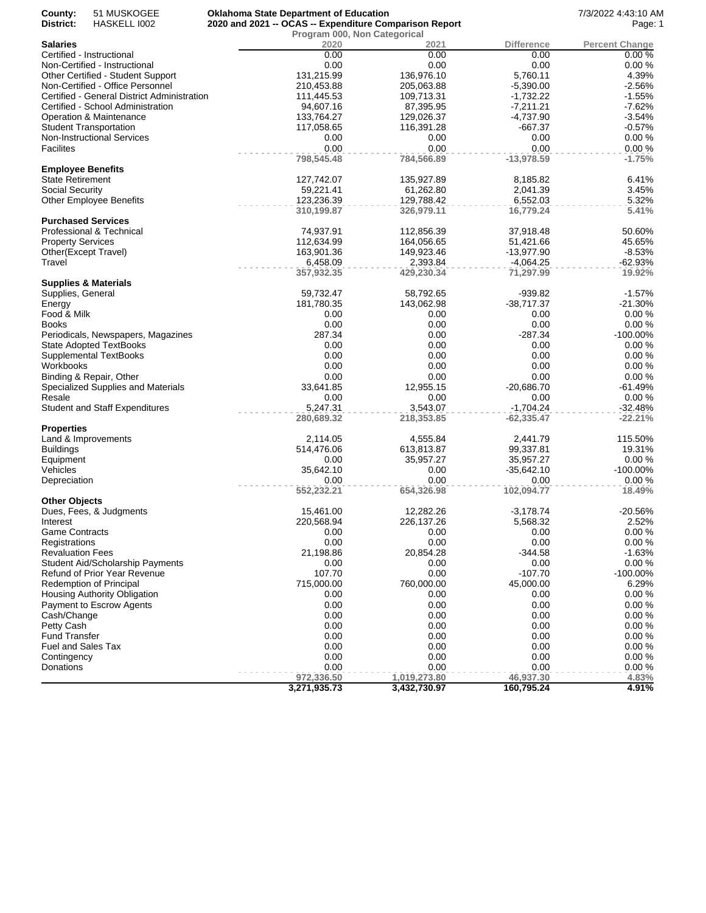**County:** 51 MUSKOGEE
**District:** HASKELL I002

**Oklahoma State Department of Education**
**2020 and 2021 -- OCAS -- Expenditure Comparison Report**
**Program 000, Non Categorical**

7/3/2022 4:43:10 AM

| Salaries | 2020 | 2021 | Difference | Percent Change |
|---|---|---|---|---|
| Certified - Instructional | 0.00 | 0.00 | 0.00 | 0.00 % |
| Non-Certified - Instructional | 0.00 | 0.00 | 0.00 | 0.00 % |
| Other Certified - Student Support | 131,215.99 | 136,976.10 | 5,760.11 | 4.39% |
| Non-Certified - Office Personnel | 210,453.88 | 205,063.88 | -5,390.00 | -2.56% |
| Certified - General District Administration | 111,445.53 | 109,713.31 | -1,732.22 | -1.55% |
| Certified - School Administration | 94,607.16 | 87,395.95 | -7,211.21 | -7.62% |
| Operation & Maintenance | 133,764.27 | 129,026.37 | -4,737.90 | -3.54% |
| Student Transportation | 117,058.65 | 116,391.28 | -667.37 | -0.57% |
| Non-Instructional Services | 0.00 | 0.00 | 0.00 | 0.00 % |
| Facilites | 0.00 | 0.00 | 0.00 | 0.00 % |
| | **798,545.48** | **784,566.89** | **-13,978.59** | **-1.75%** |
| **Employee Benefits** | | | | |
| State Retirement | 127,742.07 | 135,927.89 | 8,185.82 | 6.41% |
| Social Security | 59,221.41 | 61,262.80 | 2,041.39 | 3.45% |
| Other Employee Benefits | 123,236.39 | 129,788.42 | 6,552.03 | 5.32% |
| | **310,199.87** | **326,979.11** | **16,779.24** | **5.41%** |
| **Purchased Services** | | | | |
| Professional & Technical | 74,937.91 | 112,856.39 | 37,918.48 | 50.60% |
| Property Services | 112,634.99 | 164,056.65 | 51,421.66 | 45.65% |
| Other(Except Travel) | 163,901.36 | 149,923.46 | -13,977.90 | -8.53% |
| Travel | 6,458.09 | 2,393.84 | -4,064.25 | -62.93% |
| | **357,932.35** | **429,230.34** | **71,297.99** | **19.92%** |
| **Supplies & Materials** | | | | |
| Supplies, General | 59,732.47 | 58,792.65 | -939.82 | -1.57% |
| Energy | 181,780.35 | 143,062.98 | -38,717.37 | -21.30% |
| Food & Milk | 0.00 | 0.00 | 0.00 | 0.00 % |
| Books | 0.00 | 0.00 | 0.00 | 0.00 % |
| Periodicals, Newspapers, Magazines | 287.34 | 0.00 | -287.34 | -100.00% |
| State Adopted TextBooks | 0.00 | 0.00 | 0.00 | 0.00 % |
| Supplemental TextBooks | 0.00 | 0.00 | 0.00 | 0.00 % |
| Workbooks | 0.00 | 0.00 | 0.00 | 0.00 % |
| Binding & Repair, Other | 0.00 | 0.00 | 0.00 | 0.00 % |
| Specialized Supplies and Materials | 33,641.85 | 12,955.15 | -20,686.70 | -61.49% |
| Resale | 0.00 | 0.00 | 0.00 | 0.00 % |
| Student and Staff Expenditures | 5,247.31 | 3,543.07 | -1,704.24 | -32.48% |
| | **280,689.32** | **218,353.85** | **-62,335.47** | **-22.21%** |
| **Properties** | | | | |
| Land & Improvements | 2,114.05 | 4,555.84 | 2,441.79 | 115.50% |
| Buildings | 514,476.06 | 613,813.87 | 99,337.81 | 19.31% |
| Equipment | 0.00 | 35,957.27 | 35,957.27 | 0.00 % |
| Vehicles | 35,642.10 | 0.00 | -35,642.10 | -100.00% |
| Depreciation | 0.00 | 0.00 | 0.00 | 0.00 % |
| | **552,232.21** | **654,326.98** | **102,094.77** | **18.49%** |
| **Other Objects** | | | | |
| Dues, Fees, & Judgments | 15,461.00 | 12,282.26 | -3,178.74 | -20.56% |
| Interest | 220,568.94 | 226,137.26 | 5,568.32 | 2.52% |
| Game Contracts | 0.00 | 0.00 | 0.00 | 0.00 % |
| Registrations | 0.00 | 0.00 | 0.00 | 0.00 % |
| Revaluation Fees | 21,198.86 | 20,854.28 | -344.58 | -1.63% |
| Student Aid/Scholarship Payments | 0.00 | 0.00 | 0.00 | 0.00 % |
| Refund of Prior Year Revenue | 107.70 | 0.00 | -107.70 | -100.00% |
| Redemption of Principal | 715,000.00 | 760,000.00 | 45,000.00 | 6.29% |
| Housing Authority Obligation | 0.00 | 0.00 | 0.00 | 0.00 % |
| Payment to Escrow Agents | 0.00 | 0.00 | 0.00 | 0.00 % |
| Cash/Change | 0.00 | 0.00 | 0.00 | 0.00 % |
| Petty Cash | 0.00 | 0.00 | 0.00 | 0.00 % |
| Fund Transfer | 0.00 | 0.00 | 0.00 | 0.00 % |
| Fuel and Sales Tax | 0.00 | 0.00 | 0.00 | 0.00 % |
| Contingency | 0.00 | 0.00 | 0.00 | 0.00 % |
| Donations | 0.00 | 0.00 | 0.00 | 0.00 % |
| | **972,336.50** | **1,019,273.80** | **46,937.30** | **4.83%** |
| | **3,271,935.73** | **3,432,730.97** | **160,795.24** | **4.91%** |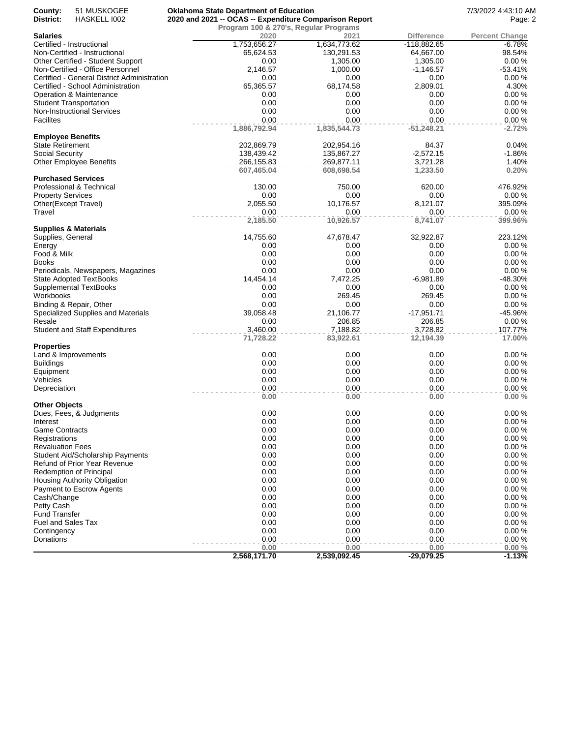**County:** 51 MUSKOGEE
**District:** HASKELL I002

**Oklahoma State Department of Education**
**2020 and 2021 -- OCAS -- Expenditure Comparison Report**
**Program 100 & 270's, Regular Programs**

7/3/2022 4:43:10 AM

| **Salaries** | 2020 | 2021 | Difference | Percent Change |
|---|---|---|---|---|
| Certified - Instructional | 1,753,656.27 | 1,634,773.62 | -118,882.65 | -6.78% |
| Non-Certified - Instructional | 65,624.53 | 130,291.53 | 64,667.00 | 98.54% |
| Other Certified - Student Support | 0.00 | 1,305.00 | 1,305.00 | 0.00 % |
| Non-Certified - Office Personnel | 2,146.57 | 1,000.00 | -1,146.57 | -53.41% |
| Certified - General District Administration | 0.00 | 0.00 | 0.00 | 0.00 % |
| Certified - School Administration | 65,365.57 | 68,174.58 | 2,809.01 | 4.30% |
| Operation & Maintenance | 0.00 | 0.00 | 0.00 | 0.00 % |
| Student Transportation | 0.00 | 0.00 | 0.00 | 0.00 % |
| Non-Instructional Services | 0.00 | 0.00 | 0.00 | 0.00 % |
| Facilites | 0.00 | 0.00 | 0.00 | 0.00 % |
| | **1,886,792.94** | **1,835,544.73** | **-51,248.21** | **-2.72%** |
| **Employee Benefits** | | | | |
| State Retirement | 202,869.79 | 202,954.16 | 84.37 | 0.04% |
| Social Security | 138,439.42 | 135,867.27 | -2,572.15 | -1.86% |
| Other Employee Benefits | 266,155.83 | 269,877.11 | 3,721.28 | 1.40% |
| | **607,465.04** | **608,698.54** | **1,233.50** | **0.20%** |
| **Purchased Services** | | | | |
| Professional & Technical | 130.00 | 750.00 | 620.00 | 476.92% |
| Property Services | 0.00 | 0.00 | 0.00 | 0.00 % |
| Other(Except Travel) | 2,055.50 | 10,176.57 | 8,121.07 | 395.09% |
| Travel | 0.00 | 0.00 | 0.00 | 0.00 % |
| | **2,185.50** | **10,926.57** | **8,741.07** | **399.96%** |
| **Supplies & Materials** | | | | |
| Supplies, General | 14,755.60 | 47,678.47 | 32,922.87 | 223.12% |
| Energy | 0.00 | 0.00 | 0.00 | 0.00 % |
| Food & Milk | 0.00 | 0.00 | 0.00 | 0.00 % |
| Books | 0.00 | 0.00 | 0.00 | 0.00 % |
| Periodicals, Newspapers, Magazines | 0.00 | 0.00 | 0.00 | 0.00 % |
| State Adopted TextBooks | 14,454.14 | 7,472.25 | -6,981.89 | -48.30% |
| Supplemental TextBooks | 0.00 | 0.00 | 0.00 | 0.00 % |
| Workbooks | 0.00 | 269.45 | 269.45 | 0.00 % |
| Binding & Repair, Other | 0.00 | 0.00 | 0.00 | 0.00 % |
| Specialized Supplies and Materials | 39,058.48 | 21,106.77 | -17,951.71 | -45.96% |
| Resale | 0.00 | 206.85 | 206.85 | 0.00 % |
| Student and Staff Expenditures | 3,460.00 | 7,188.82 | 3,728.82 | 107.77% |
| | **71,728.22** | **83,922.61** | **12,194.39** | **17.00%** |
| **Properties** | | | | |
| Land & Improvements | 0.00 | 0.00 | 0.00 | 0.00 % |
| Buildings | 0.00 | 0.00 | 0.00 | 0.00 % |
| Equipment | 0.00 | 0.00 | 0.00 | 0.00 % |
| Vehicles | 0.00 | 0.00 | 0.00 | 0.00 % |
| Depreciation | 0.00 | 0.00 | 0.00 | 0.00 % |
| | **0.00** | **0.00** | **0.00** | **0.00 %** |
| **Other Objects** | | | | |
| Dues, Fees, & Judgments | 0.00 | 0.00 | 0.00 | 0.00 % |
| Interest | 0.00 | 0.00 | 0.00 | 0.00 % |
| Game Contracts | 0.00 | 0.00 | 0.00 | 0.00 % |
| Registrations | 0.00 | 0.00 | 0.00 | 0.00 % |
| Revaluation Fees | 0.00 | 0.00 | 0.00 | 0.00 % |
| Student Aid/Scholarship Payments | 0.00 | 0.00 | 0.00 | 0.00 % |
| Refund of Prior Year Revenue | 0.00 | 0.00 | 0.00 | 0.00 % |
| Redemption of Principal | 0.00 | 0.00 | 0.00 | 0.00 % |
| Housing Authority Obligation | 0.00 | 0.00 | 0.00 | 0.00 % |
| Payment to Escrow Agents | 0.00 | 0.00 | 0.00 | 0.00 % |
| Cash/Change | 0.00 | 0.00 | 0.00 | 0.00 % |
| Petty Cash | 0.00 | 0.00 | 0.00 | 0.00 % |
| Fund Transfer | 0.00 | 0.00 | 0.00 | 0.00 % |
| Fuel and Sales Tax | 0.00 | 0.00 | 0.00 | 0.00 % |
| Contingency | 0.00 | 0.00 | 0.00 | 0.00 % |
| Donations | 0.00 | 0.00 | 0.00 | 0.00 % |
| | **0.00** | **0.00** | **0.00** | **0.00 %** |
| | **2,568,171.70** | **2,539,092.45** | **-29,079.25** | **-1.13%** |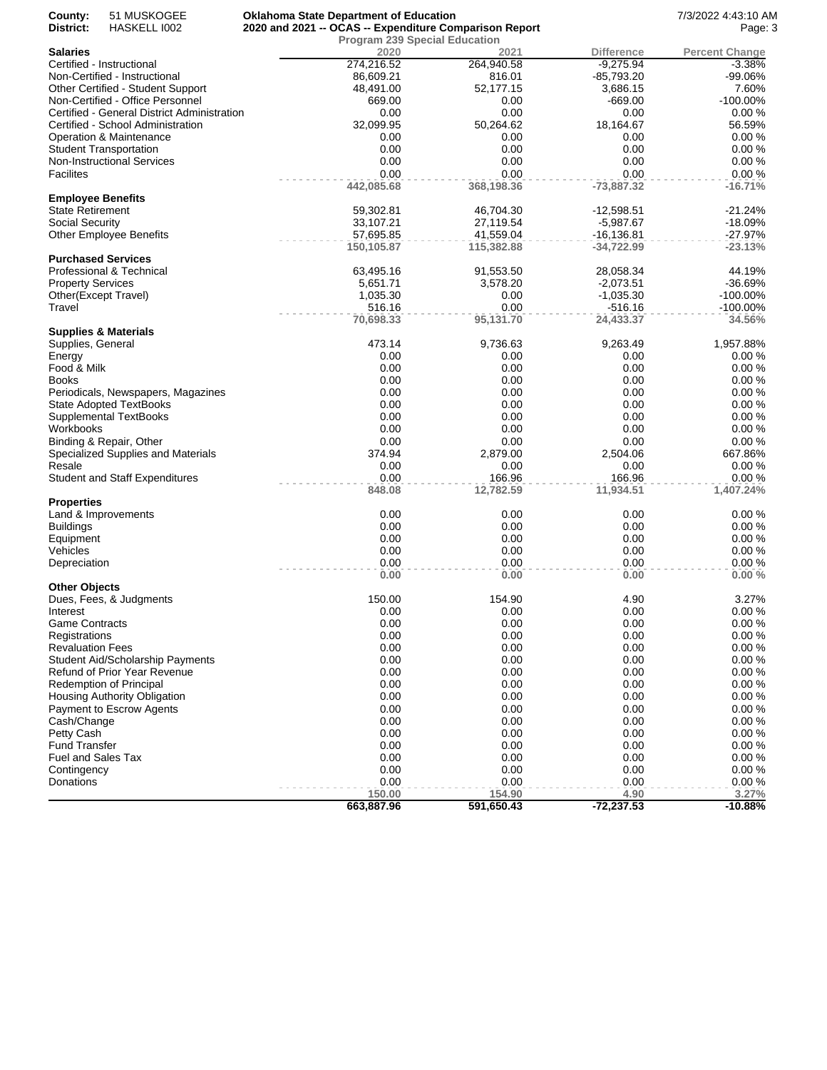County: 51 MUSKOGEE
District: HASKELL I002

**Oklahoma State Department of Education**
**2020 and 2021 -- OCAS -- Expenditure Comparison Report**

7/3/2022 4:43:10 AM

**Program 239 Special Education**

| Salaries | 2020 | 2021 | Difference | Percent Change |
|---|---|---|---|---|
| Certified - Instructional | 274,216.52 | 264,940.58 | -9,275.94 | -3.38% |
| Non-Certified - Instructional | 86,609.21 | 816.01 | -85,793.20 | -99.06% |
| Other Certified - Student Support | 48,491.00 | 52,177.15 | 3,686.15 | 7.60% |
| Non-Certified - Office Personnel | 669.00 | 0.00 | -669.00 | -100.00% |
| Certified - General District Administration | 0.00 | 0.00 | 0.00 | 0.00 % |
| Certified - School Administration | 32,099.95 | 50,264.62 | 18,164.67 | 56.59% |
| Operation & Maintenance | 0.00 | 0.00 | 0.00 | 0.00 % |
| Student Transportation | 0.00 | 0.00 | 0.00 | 0.00 % |
| Non-Instructional Services | 0.00 | 0.00 | 0.00 | 0.00 % |
| Facilites | 0.00 | 0.00 | 0.00 | 0.00 % |
| | **442,085.68** | **368,198.36** | **-73,887.32** | **-16.71%** |
| **Employee Benefits** | | | | |
| State Retirement | 59,302.81 | 46,704.30 | -12,598.51 | -21.24% |
| Social Security | 33,107.21 | 27,119.54 | -5,987.67 | -18.09% |
| Other Employee Benefits | 57,695.85 | 41,559.04 | -16,136.81 | -27.97% |
| | **150,105.87** | **115,382.88** | **-34,722.99** | **-23.13%** |
| **Purchased Services** | | | | |
| Professional & Technical | 63,495.16 | 91,553.50 | 28,058.34 | 44.19% |
| Property Services | 5,651.71 | 3,578.20 | -2,073.51 | -36.69% |
| Other(Except Travel) | 1,035.30 | 0.00 | -1,035.30 | -100.00% |
| Travel | 516.16 | 0.00 | -516.16 | -100.00% |
| | **70,698.33** | **95,131.70** | **24,433.37** | **34.56%** |
| **Supplies & Materials** | | | | |
| Supplies, General | 473.14 | 9,736.63 | 9,263.49 | 1,957.88% |
| Energy | 0.00 | 0.00 | 0.00 | 0.00 % |
| Food & Milk | 0.00 | 0.00 | 0.00 | 0.00 % |
| Books | 0.00 | 0.00 | 0.00 | 0.00 % |
| Periodicals, Newspapers, Magazines | 0.00 | 0.00 | 0.00 | 0.00 % |
| State Adopted TextBooks | 0.00 | 0.00 | 0.00 | 0.00 % |
| Supplemental TextBooks | 0.00 | 0.00 | 0.00 | 0.00 % |
| Workbooks | 0.00 | 0.00 | 0.00 | 0.00 % |
| Binding & Repair, Other | 0.00 | 0.00 | 0.00 | 0.00 % |
| Specialized Supplies and Materials | 374.94 | 2,879.00 | 2,504.06 | 667.86% |
| Resale | 0.00 | 0.00 | 0.00 | 0.00 % |
| Student and Staff Expenditures | 0.00 | 166.96 | 166.96 | 0.00 % |
| | **848.08** | **12,782.59** | **11,934.51** | **1,407.24%** |
| **Properties** | | | | |
| Land & Improvements | 0.00 | 0.00 | 0.00 | 0.00 % |
| Buildings | 0.00 | 0.00 | 0.00 | 0.00 % |
| Equipment | 0.00 | 0.00 | 0.00 | 0.00 % |
| Vehicles | 0.00 | 0.00 | 0.00 | 0.00 % |
| Depreciation | 0.00 | 0.00 | 0.00 | 0.00 % |
| | **0.00** | **0.00** | **0.00** | **0.00 %** |
| **Other Objects** | | | | |
| Dues, Fees, & Judgments | 150.00 | 154.90 | 4.90 | 3.27% |
| Interest | 0.00 | 0.00 | 0.00 | 0.00 % |
| Game Contracts | 0.00 | 0.00 | 0.00 | 0.00 % |
| Registrations | 0.00 | 0.00 | 0.00 | 0.00 % |
| Revaluation Fees | 0.00 | 0.00 | 0.00 | 0.00 % |
| Student Aid/Scholarship Payments | 0.00 | 0.00 | 0.00 | 0.00 % |
| Refund of Prior Year Revenue | 0.00 | 0.00 | 0.00 | 0.00 % |
| Redemption of Principal | 0.00 | 0.00 | 0.00 | 0.00 % |
| Housing Authority Obligation | 0.00 | 0.00 | 0.00 | 0.00 % |
| Payment to Escrow Agents | 0.00 | 0.00 | 0.00 | 0.00 % |
| Cash/Change | 0.00 | 0.00 | 0.00 | 0.00 % |
| Petty Cash | 0.00 | 0.00 | 0.00 | 0.00 % |
| Fund Transfer | 0.00 | 0.00 | 0.00 | 0.00 % |
| Fuel and Sales Tax | 0.00 | 0.00 | 0.00 | 0.00 % |
| Contingency | 0.00 | 0.00 | 0.00 | 0.00 % |
| Donations | 0.00 | 0.00 | 0.00 | 0.00 % |
| | **150.00** | **154.90** | **4.90** | **3.27%** |
| | **663,887.96** | **591,650.43** | **-72,237.53** | **-10.88%** |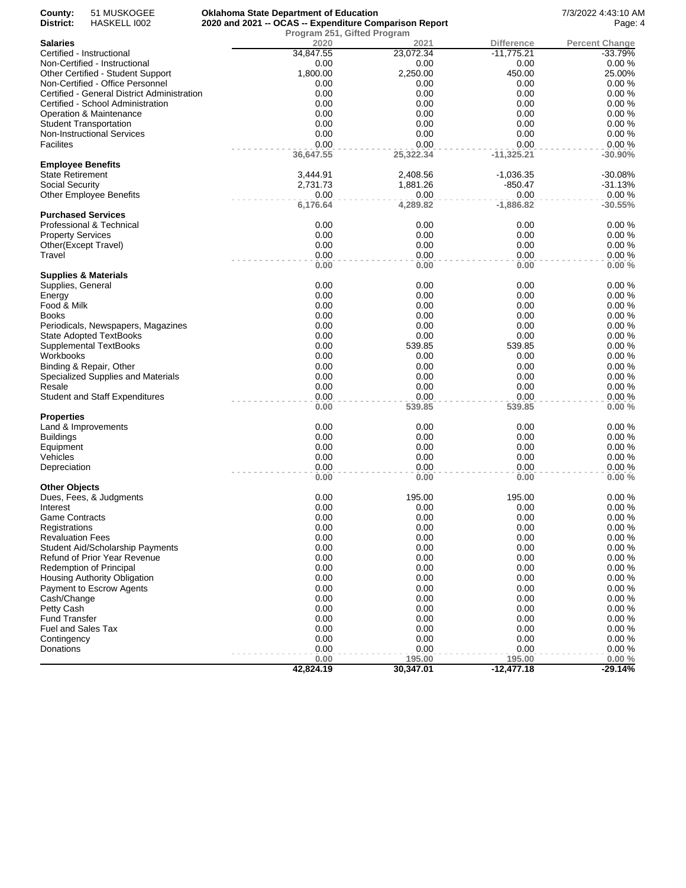**County:** 51 MUSKOGEE
**District:** HASKELL I002

**Oklahoma State Department of Education**
**2020 and 2021 -- OCAS -- Expenditure Comparison Report**
**Program 251, Gifted Program**

7/3/2022 4:43:10 AM

| **Salaries** | 2020 | 2021 | Difference | Percent Change |
|---|---|---|---|---|
| Certified - Instructional | 34,847.55 | 23,072.34 | -11,775.21 | -33.79% |
| Non-Certified - Instructional | 0.00 | 0.00 | 0.00 | 0.00 % |
| Other Certified - Student Support | 1,800.00 | 2,250.00 | 450.00 | 25.00% |
| Non-Certified - Office Personnel | 0.00 | 0.00 | 0.00 | 0.00 % |
| Certified - General District Administration | 0.00 | 0.00 | 0.00 | 0.00 % |
| Certified - School Administration | 0.00 | 0.00 | 0.00 | 0.00 % |
| Operation & Maintenance | 0.00 | 0.00 | 0.00 | 0.00 % |
| Student Transportation | 0.00 | 0.00 | 0.00 | 0.00 % |
| Non-Instructional Services | 0.00 | 0.00 | 0.00 | 0.00 % |
| Facilites | 0.00 | 0.00 | 0.00 | 0.00 % |
| | **36,647.55** | **25,322.34** | **-11,325.21** | **-30.90%** |
| **Employee Benefits** | | | | |
| State Retirement | 3,444.91 | 2,408.56 | -1,036.35 | -30.08% |
| Social Security | 2,731.73 | 1,881.26 | -850.47 | -31.13% |
| Other Employee Benefits | 0.00 | 0.00 | 0.00 | 0.00 % |
| | **6,176.64** | **4,289.82** | **-1,886.82** | **-30.55%** |
| **Purchased Services** | | | | |
| Professional & Technical | 0.00 | 0.00 | 0.00 | 0.00 % |
| Property Services | 0.00 | 0.00 | 0.00 | 0.00 % |
| Other(Except Travel) | 0.00 | 0.00 | 0.00 | 0.00 % |
| Travel | 0.00 | 0.00 | 0.00 | 0.00 % |
| | **0.00** | **0.00** | **0.00** | **0.00 %** |
| **Supplies & Materials** | | | | |
| Supplies, General | 0.00 | 0.00 | 0.00 | 0.00 % |
| Energy | 0.00 | 0.00 | 0.00 | 0.00 % |
| Food & Milk | 0.00 | 0.00 | 0.00 | 0.00 % |
| Books | 0.00 | 0.00 | 0.00 | 0.00 % |
| Periodicals, Newspapers, Magazines | 0.00 | 0.00 | 0.00 | 0.00 % |
| State Adopted TextBooks | 0.00 | 0.00 | 0.00 | 0.00 % |
| Supplemental TextBooks | 0.00 | 539.85 | 539.85 | 0.00 % |
| Workbooks | 0.00 | 0.00 | 0.00 | 0.00 % |
| Binding & Repair, Other | 0.00 | 0.00 | 0.00 | 0.00 % |
| Specialized Supplies and Materials | 0.00 | 0.00 | 0.00 | 0.00 % |
| Resale | 0.00 | 0.00 | 0.00 | 0.00 % |
| Student and Staff Expenditures | 0.00 | 0.00 | 0.00 | 0.00 % |
| | **0.00** | **539.85** | **539.85** | **0.00 %** |
| **Properties** | | | | |
| Land & Improvements | 0.00 | 0.00 | 0.00 | 0.00 % |
| Buildings | 0.00 | 0.00 | 0.00 | 0.00 % |
| Equipment | 0.00 | 0.00 | 0.00 | 0.00 % |
| Vehicles | 0.00 | 0.00 | 0.00 | 0.00 % |
| Depreciation | 0.00 | 0.00 | 0.00 | 0.00 % |
| | **0.00** | **0.00** | **0.00** | **0.00 %** |
| **Other Objects** | | | | |
| Dues, Fees, & Judgments | 0.00 | 195.00 | 195.00 | 0.00 % |
| Interest | 0.00 | 0.00 | 0.00 | 0.00 % |
| Game Contracts | 0.00 | 0.00 | 0.00 | 0.00 % |
| Registrations | 0.00 | 0.00 | 0.00 | 0.00 % |
| Revaluation Fees | 0.00 | 0.00 | 0.00 | 0.00 % |
| Student Aid/Scholarship Payments | 0.00 | 0.00 | 0.00 | 0.00 % |
| Refund of Prior Year Revenue | 0.00 | 0.00 | 0.00 | 0.00 % |
| Redemption of Principal | 0.00 | 0.00 | 0.00 | 0.00 % |
| Housing Authority Obligation | 0.00 | 0.00 | 0.00 | 0.00 % |
| Payment to Escrow Agents | 0.00 | 0.00 | 0.00 | 0.00 % |
| Cash/Change | 0.00 | 0.00 | 0.00 | 0.00 % |
| Petty Cash | 0.00 | 0.00 | 0.00 | 0.00 % |
| Fund Transfer | 0.00 | 0.00 | 0.00 | 0.00 % |
| Fuel and Sales Tax | 0.00 | 0.00 | 0.00 | 0.00 % |
| Contingency | 0.00 | 0.00 | 0.00 | 0.00 % |
| Donations | 0.00 | 0.00 | 0.00 | 0.00 % |
| | **0.00** | **195.00** | **195.00** | **0.00 %** |
| | **42,824.19** | **30,347.01** | **-12,477.18** | **-29.14%** |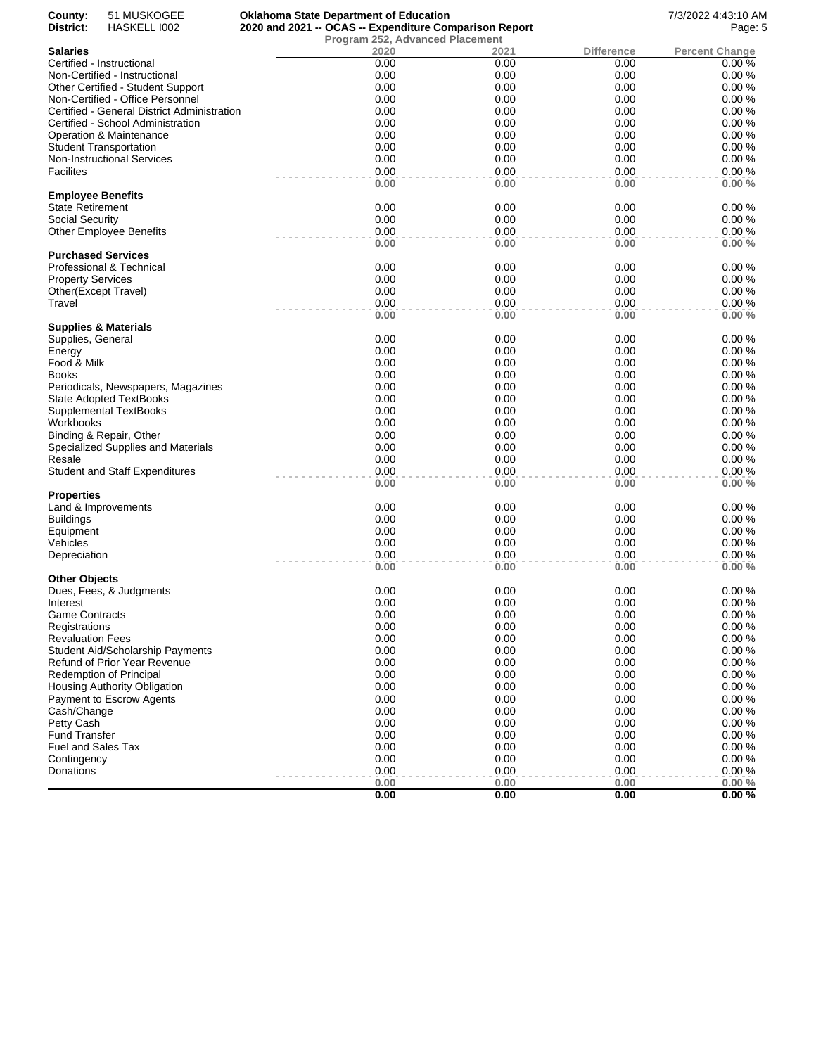**County:** 51 MUSKOGEE
**District:** HASKELL I002

**Oklahoma State Department of Education**
**2020 and 2021 -- OCAS -- Expenditure Comparison Report**
**Program 252, Advanced Placement**

7/3/2022 4:43:10 AM

| **Salaries** | 2020 | 2021 | Difference | Percent Change |
|---|---|---|---|---|
| Certified - Instructional | 0.00 | 0.00 | 0.00 | 0.00 % |
| Non-Certified - Instructional | 0.00 | 0.00 | 0.00 | 0.00 % |
| Other Certified - Student Support | 0.00 | 0.00 | 0.00 | 0.00 % |
| Non-Certified - Office Personnel | 0.00 | 0.00 | 0.00 | 0.00 % |
| Certified - General District Administration | 0.00 | 0.00 | 0.00 | 0.00 % |
| Certified - School Administration | 0.00 | 0.00 | 0.00 | 0.00 % |
| Operation & Maintenance | 0.00 | 0.00 | 0.00 | 0.00 % |
| Student Transportation | 0.00 | 0.00 | 0.00 | 0.00 % |
| Non-Instructional Services | 0.00 | 0.00 | 0.00 | 0.00 % |
| Facilites | 0.00 | 0.00 | 0.00 | 0.00 % |
| | **0.00** | **0.00** | **0.00** | **0.00 %** |
| **Employee Benefits** | | | | |
| State Retirement | 0.00 | 0.00 | 0.00 | 0.00 % |
| Social Security | 0.00 | 0.00 | 0.00 | 0.00 % |
| Other Employee Benefits | 0.00 | 0.00 | 0.00 | 0.00 % |
| | **0.00** | **0.00** | **0.00** | **0.00 %** |
| **Purchased Services** | | | | |
| Professional & Technical | 0.00 | 0.00 | 0.00 | 0.00 % |
| Property Services | 0.00 | 0.00 | 0.00 | 0.00 % |
| Other(Except Travel) | 0.00 | 0.00 | 0.00 | 0.00 % |
| Travel | 0.00 | 0.00 | 0.00 | 0.00 % |
| | **0.00** | **0.00** | **0.00** | **0.00 %** |
| **Supplies & Materials** | | | | |
| Supplies, General | 0.00 | 0.00 | 0.00 | 0.00 % |
| Energy | 0.00 | 0.00 | 0.00 | 0.00 % |
| Food & Milk | 0.00 | 0.00 | 0.00 | 0.00 % |
| Books | 0.00 | 0.00 | 0.00 | 0.00 % |
| Periodicals, Newspapers, Magazines | 0.00 | 0.00 | 0.00 | 0.00 % |
| State Adopted TextBooks | 0.00 | 0.00 | 0.00 | 0.00 % |
| Supplemental TextBooks | 0.00 | 0.00 | 0.00 | 0.00 % |
| Workbooks | 0.00 | 0.00 | 0.00 | 0.00 % |
| Binding & Repair, Other | 0.00 | 0.00 | 0.00 | 0.00 % |
| Specialized Supplies and Materials | 0.00 | 0.00 | 0.00 | 0.00 % |
| Resale | 0.00 | 0.00 | 0.00 | 0.00 % |
| Student and Staff Expenditures | 0.00 | 0.00 | 0.00 | 0.00 % |
| | **0.00** | **0.00** | **0.00** | **0.00 %** |
| **Properties** | | | | |
| Land & Improvements | 0.00 | 0.00 | 0.00 | 0.00 % |
| Buildings | 0.00 | 0.00 | 0.00 | 0.00 % |
| Equipment | 0.00 | 0.00 | 0.00 | 0.00 % |
| Vehicles | 0.00 | 0.00 | 0.00 | 0.00 % |
| Depreciation | 0.00 | 0.00 | 0.00 | 0.00 % |
| | **0.00** | **0.00** | **0.00** | **0.00 %** |
| **Other Objects** | | | | |
| Dues, Fees, & Judgments | 0.00 | 0.00 | 0.00 | 0.00 % |
| Interest | 0.00 | 0.00 | 0.00 | 0.00 % |
| Game Contracts | 0.00 | 0.00 | 0.00 | 0.00 % |
| Registrations | 0.00 | 0.00 | 0.00 | 0.00 % |
| Revaluation Fees | 0.00 | 0.00 | 0.00 | 0.00 % |
| Student Aid/Scholarship Payments | 0.00 | 0.00 | 0.00 | 0.00 % |
| Refund of Prior Year Revenue | 0.00 | 0.00 | 0.00 | 0.00 % |
| Redemption of Principal | 0.00 | 0.00 | 0.00 | 0.00 % |
| Housing Authority Obligation | 0.00 | 0.00 | 0.00 | 0.00 % |
| Payment to Escrow Agents | 0.00 | 0.00 | 0.00 | 0.00 % |
| Cash/Change | 0.00 | 0.00 | 0.00 | 0.00 % |
| Petty Cash | 0.00 | 0.00 | 0.00 | 0.00 % |
| Fund Transfer | 0.00 | 0.00 | 0.00 | 0.00 % |
| Fuel and Sales Tax | 0.00 | 0.00 | 0.00 | 0.00 % |
| Contingency | 0.00 | 0.00 | 0.00 | 0.00 % |
| Donations | 0.00 | 0.00 | 0.00 | 0.00 % |
| | **0.00** | **0.00** | **0.00** | **0.00 %** |
| | **0.00** | **0.00** | **0.00** | **0.00 %** |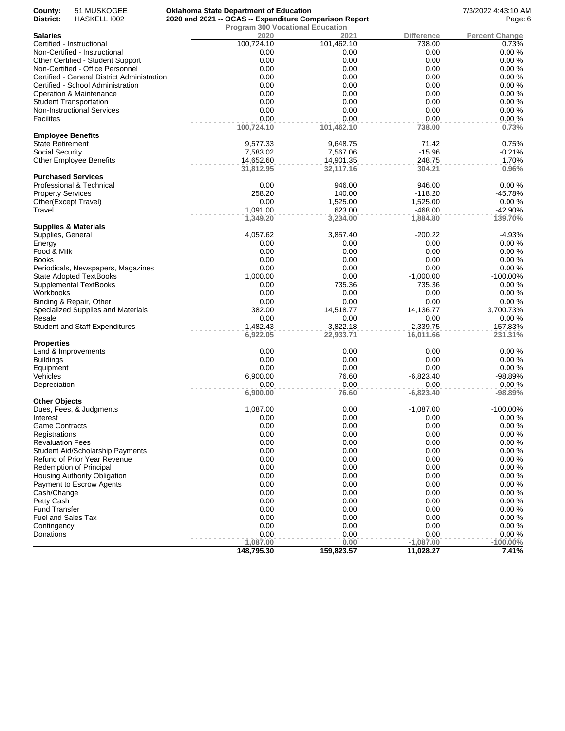County: 51 MUSKOGEE
District: HASKELL I002

**Oklahoma State Department of Education**
**2020 and 2021 -- OCAS -- Expenditure Comparison Report**
**Program 300 Vocational Education**

7/3/2022 4:43:10 AM

| **Salaries** | 2020 | 2021 | Difference | Percent Change |
|---|---|---|---|---|
| Certified - Instructional | 100,724.10 | 101,462.10 | 738.00 | 0.73% |
| Non-Certified - Instructional | 0.00 | 0.00 | 0.00 | 0.00 % |
| Other Certified - Student Support | 0.00 | 0.00 | 0.00 | 0.00 % |
| Non-Certified - Office Personnel | 0.00 | 0.00 | 0.00 | 0.00 % |
| Certified - General District Administration | 0.00 | 0.00 | 0.00 | 0.00 % |
| Certified - School Administration | 0.00 | 0.00 | 0.00 | 0.00 % |
| Operation & Maintenance | 0.00 | 0.00 | 0.00 | 0.00 % |
| Student Transportation | 0.00 | 0.00 | 0.00 | 0.00 % |
| Non-Instructional Services | 0.00 | 0.00 | 0.00 | 0.00 % |
| Facilites | 0.00 | 0.00 | 0.00 | 0.00 % |
| | **100,724.10** | **101,462.10** | **738.00** | **0.73%** |
| **Employee Benefits** | | | | |
| State Retirement | 9,577.33 | 9,648.75 | 71.42 | 0.75% |
| Social Security | 7,583.02 | 7,567.06 | -15.96 | -0.21% |
| Other Employee Benefits | 14,652.60 | 14,901.35 | 248.75 | 1.70% |
| | **31,812.95** | **32,117.16** | **304.21** | **0.96%** |
| **Purchased Services** | | | | |
| Professional & Technical | 0.00 | 946.00 | 946.00 | 0.00 % |
| Property Services | 258.20 | 140.00 | -118.20 | -45.78% |
| Other(Except Travel) | 0.00 | 1,525.00 | 1,525.00 | 0.00 % |
| Travel | 1,091.00 | 623.00 | -468.00 | -42.90% |
| | **1,349.20** | **3,234.00** | **1,884.80** | **139.70%** |
| **Supplies & Materials** | | | | |
| Supplies, General | 4,057.62 | 3,857.40 | -200.22 | -4.93% |
| Energy | 0.00 | 0.00 | 0.00 | 0.00 % |
| Food & Milk | 0.00 | 0.00 | 0.00 | 0.00 % |
| Books | 0.00 | 0.00 | 0.00 | 0.00 % |
| Periodicals, Newspapers, Magazines | 0.00 | 0.00 | 0.00 | 0.00 % |
| State Adopted TextBooks | 1,000.00 | 0.00 | -1,000.00 | -100.00% |
| Supplemental TextBooks | 0.00 | 735.36 | 735.36 | 0.00 % |
| Workbooks | 0.00 | 0.00 | 0.00 | 0.00 % |
| Binding & Repair, Other | 0.00 | 0.00 | 0.00 | 0.00 % |
| Specialized Supplies and Materials | 382.00 | 14,518.77 | 14,136.77 | 3,700.73% |
| Resale | 0.00 | 0.00 | 0.00 | 0.00 % |
| Student and Staff Expenditures | 1,482.43 | 3,822.18 | 2,339.75 | 157.83% |
| | **6,922.05** | **22,933.71** | **16,011.66** | **231.31%** |
| **Properties** | | | | |
| Land & Improvements | 0.00 | 0.00 | 0.00 | 0.00 % |
| Buildings | 0.00 | 0.00 | 0.00 | 0.00 % |
| Equipment | 0.00 | 0.00 | 0.00 | 0.00 % |
| Vehicles | 6,900.00 | 76.60 | -6,823.40 | -98.89% |
| Depreciation | 0.00 | 0.00 | 0.00 | 0.00 % |
| | **6,900.00** | **76.60** | **-6,823.40** | **-98.89%** |
| **Other Objects** | | | | |
| Dues, Fees, & Judgments | 1,087.00 | 0.00 | -1,087.00 | -100.00% |
| Interest | 0.00 | 0.00 | 0.00 | 0.00 % |
| Game Contracts | 0.00 | 0.00 | 0.00 | 0.00 % |
| Registrations | 0.00 | 0.00 | 0.00 | 0.00 % |
| Revaluation Fees | 0.00 | 0.00 | 0.00 | 0.00 % |
| Student Aid/Scholarship Payments | 0.00 | 0.00 | 0.00 | 0.00 % |
| Refund of Prior Year Revenue | 0.00 | 0.00 | 0.00 | 0.00 % |
| Redemption of Principal | 0.00 | 0.00 | 0.00 | 0.00 % |
| Housing Authority Obligation | 0.00 | 0.00 | 0.00 | 0.00 % |
| Payment to Escrow Agents | 0.00 | 0.00 | 0.00 | 0.00 % |
| Cash/Change | 0.00 | 0.00 | 0.00 | 0.00 % |
| Petty Cash | 0.00 | 0.00 | 0.00 | 0.00 % |
| Fund Transfer | 0.00 | 0.00 | 0.00 | 0.00 % |
| Fuel and Sales Tax | 0.00 | 0.00 | 0.00 | 0.00 % |
| Contingency | 0.00 | 0.00 | 0.00 | 0.00 % |
| Donations | 0.00 | 0.00 | 0.00 | 0.00 % |
| | **1,087.00** | **0.00** | **-1,087.00** | **-100.00%** |
| | **148,795.30** | **159,823.57** | **11,028.27** | **7.41%** |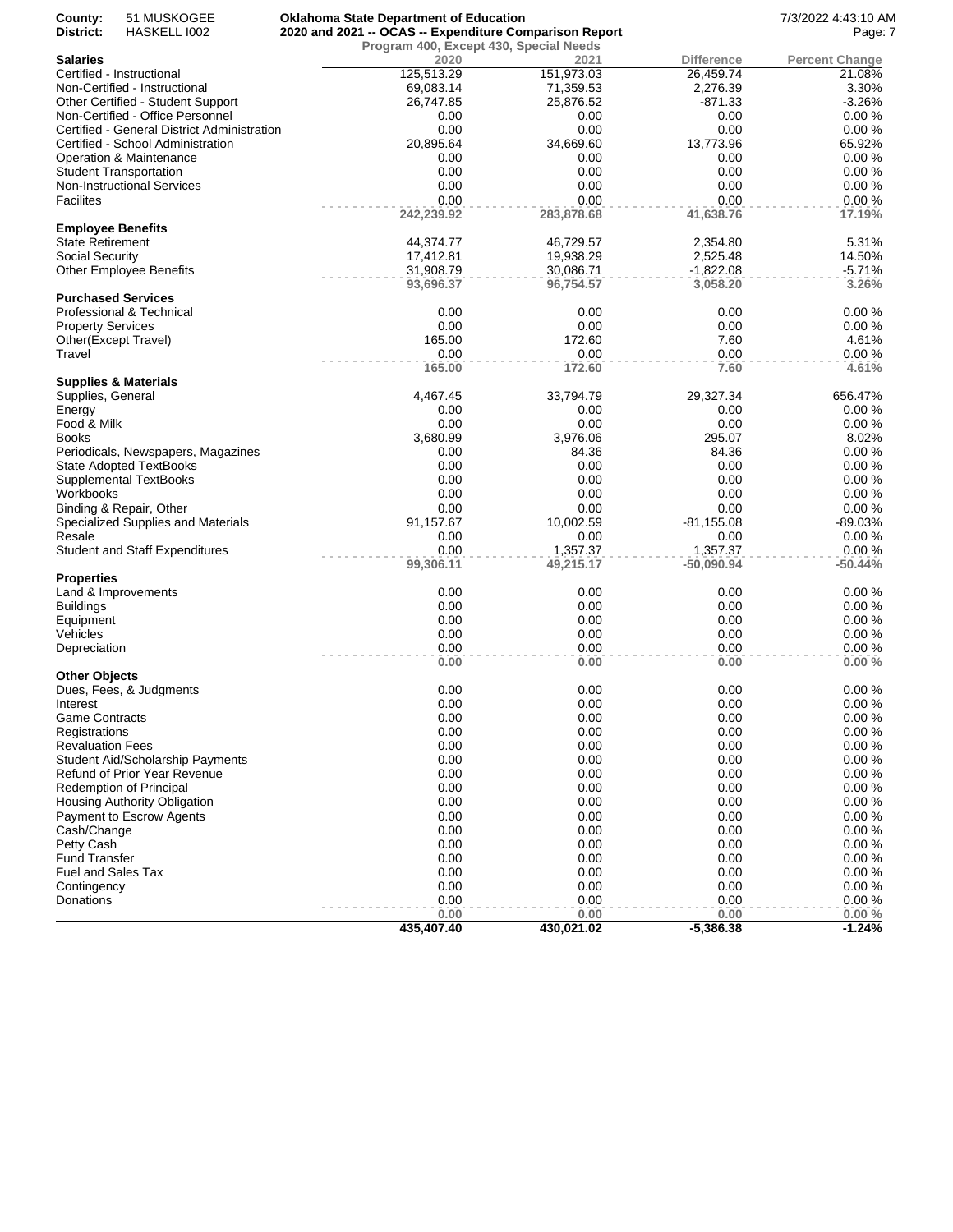County: 51 MUSKOGEE
District: HASKELL I002

**Oklahoma State Department of Education**
**2020 and 2021 -- OCAS -- Expenditure Comparison Report**
**Program 400, Except 430, Special Needs**

7/3/2022 4:43:10 AM

| Salaries | 2020 | 2021 | Difference | Percent Change |
|---|---|---|---|---|
| Certified - Instructional | 125,513.29 | 151,973.03 | 26,459.74 | 21.08% |
| Non-Certified - Instructional | 69,083.14 | 71,359.53 | 2,276.39 | 3.30% |
| Other Certified - Student Support | 26,747.85 | 25,876.52 | -871.33 | -3.26% |
| Non-Certified - Office Personnel | 0.00 | 0.00 | 0.00 | 0.00 % |
| Certified - General District Administration | 0.00 | 0.00 | 0.00 | 0.00 % |
| Certified - School Administration | 20,895.64 | 34,669.60 | 13,773.96 | 65.92% |
| Operation & Maintenance | 0.00 | 0.00 | 0.00 | 0.00 % |
| Student Transportation | 0.00 | 0.00 | 0.00 | 0.00 % |
| Non-Instructional Services | 0.00 | 0.00 | 0.00 | 0.00 % |
| Facilites | 0.00 | 0.00 | 0.00 | 0.00 % |
| | **242,239.92** | **283,878.68** | **41,638.76** | **17.19%** |
| **Employee Benefits** | | | | |
| State Retirement | 44,374.77 | 46,729.57 | 2,354.80 | 5.31% |
| Social Security | 17,412.81 | 19,938.29 | 2,525.48 | 14.50% |
| Other Employee Benefits | 31,908.79 | 30,086.71 | -1,822.08 | -5.71% |
| | **93,696.37** | **96,754.57** | **3,058.20** | **3.26%** |
| **Purchased Services** | | | | |
| Professional & Technical | 0.00 | 0.00 | 0.00 | 0.00 % |
| Property Services | 0.00 | 0.00 | 0.00 | 0.00 % |
| Other(Except Travel) | 165.00 | 172.60 | 7.60 | 4.61% |
| Travel | 0.00 | 0.00 | 0.00 | 0.00 % |
| | **165.00** | **172.60** | **7.60** | **4.61%** |
| **Supplies & Materials** | | | | |
| Supplies, General | 4,467.45 | 33,794.79 | 29,327.34 | 656.47% |
| Energy | 0.00 | 0.00 | 0.00 | 0.00 % |
| Food & Milk | 0.00 | 0.00 | 0.00 | 0.00 % |
| Books | 3,680.99 | 3,976.06 | 295.07 | 8.02% |
| Periodicals, Newspapers, Magazines | 0.00 | 84.36 | 84.36 | 0.00 % |
| State Adopted TextBooks | 0.00 | 0.00 | 0.00 | 0.00 % |
| Supplemental TextBooks | 0.00 | 0.00 | 0.00 | 0.00 % |
| Workbooks | 0.00 | 0.00 | 0.00 | 0.00 % |
| Binding & Repair, Other | 0.00 | 0.00 | 0.00 | 0.00 % |
| Specialized Supplies and Materials | 91,157.67 | 10,002.59 | -81,155.08 | -89.03% |
| Resale | 0.00 | 0.00 | 0.00 | 0.00 % |
| Student and Staff Expenditures | 0.00 | 1,357.37 | 1,357.37 | 0.00 % |
| | **99,306.11** | **49,215.17** | **-50,090.94** | **-50.44%** |
| **Properties** | | | | |
| Land & Improvements | 0.00 | 0.00 | 0.00 | 0.00 % |
| Buildings | 0.00 | 0.00 | 0.00 | 0.00 % |
| Equipment | 0.00 | 0.00 | 0.00 | 0.00 % |
| Vehicles | 0.00 | 0.00 | 0.00 | 0.00 % |
| Depreciation | 0.00 | 0.00 | 0.00 | 0.00 % |
| | **0.00** | **0.00** | **0.00** | **0.00 %** |
| **Other Objects** | | | | |
| Dues, Fees, & Judgments | 0.00 | 0.00 | 0.00 | 0.00 % |
| Interest | 0.00 | 0.00 | 0.00 | 0.00 % |
| Game Contracts | 0.00 | 0.00 | 0.00 | 0.00 % |
| Registrations | 0.00 | 0.00 | 0.00 | 0.00 % |
| Revaluation Fees | 0.00 | 0.00 | 0.00 | 0.00 % |
| Student Aid/Scholarship Payments | 0.00 | 0.00 | 0.00 | 0.00 % |
| Refund of Prior Year Revenue | 0.00 | 0.00 | 0.00 | 0.00 % |
| Redemption of Principal | 0.00 | 0.00 | 0.00 | 0.00 % |
| Housing Authority Obligation | 0.00 | 0.00 | 0.00 | 0.00 % |
| Payment to Escrow Agents | 0.00 | 0.00 | 0.00 | 0.00 % |
| Cash/Change | 0.00 | 0.00 | 0.00 | 0.00 % |
| Petty Cash | 0.00 | 0.00 | 0.00 | 0.00 % |
| Fund Transfer | 0.00 | 0.00 | 0.00 | 0.00 % |
| Fuel and Sales Tax | 0.00 | 0.00 | 0.00 | 0.00 % |
| Contingency | 0.00 | 0.00 | 0.00 | 0.00 % |
| Donations | 0.00 | 0.00 | 0.00 | 0.00 % |
| | **0.00** | **0.00** | **0.00** | **0.00 %** |
| | **435,407.40** | **430,021.02** | **-5,386.38** | **-1.24%** |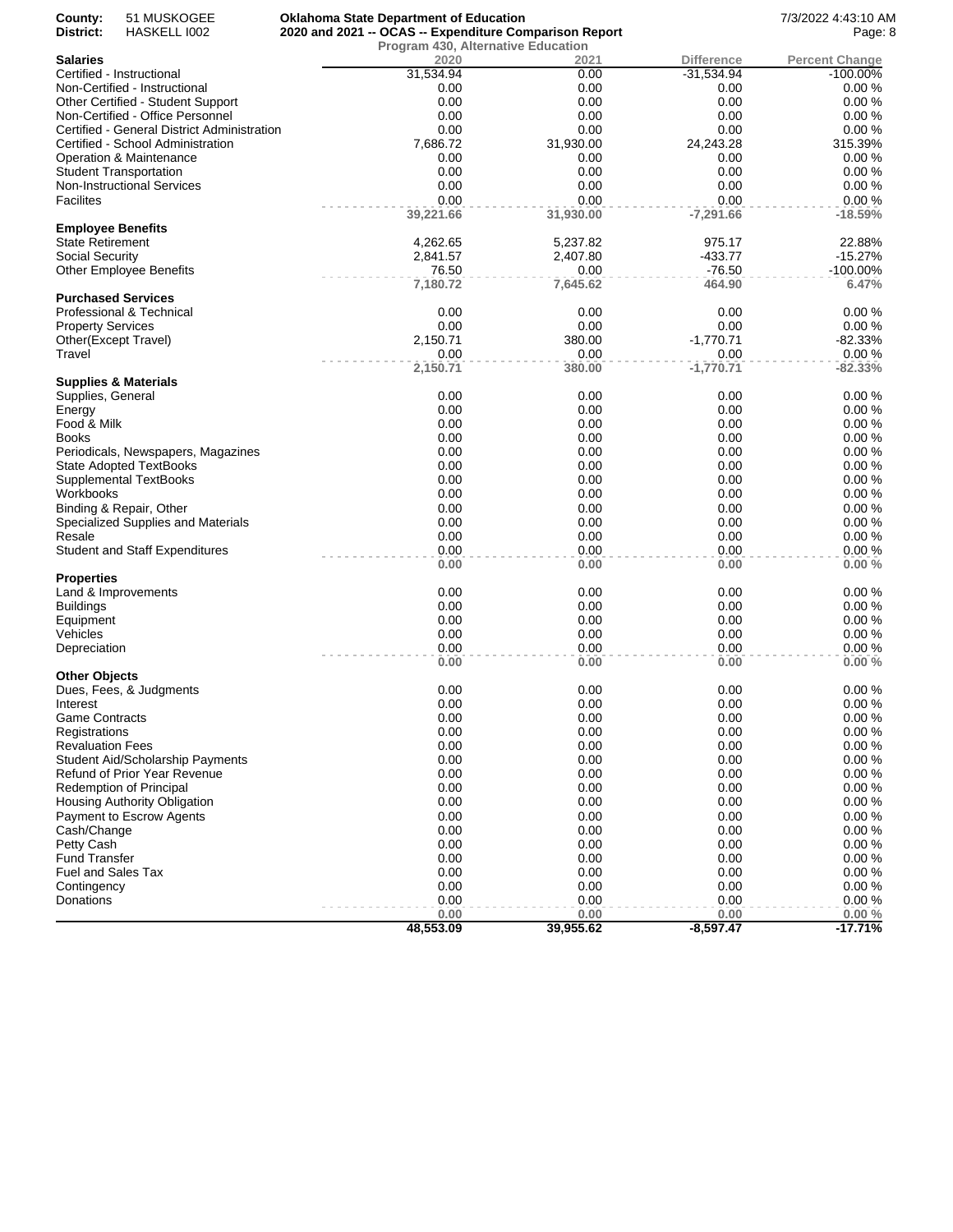County: 51 MUSKOGEE
District: HASKELL I002

**Oklahoma State Department of Education**
**2020 and 2021 -- OCAS -- Expenditure Comparison Report**
**Program 430, Alternative Education**

7/3/2022 4:43:10 AM

| Salaries | 2020 | 2021 | Difference | Percent Change |
|---|---|---|---|---|
| Certified - Instructional | 31,534.94 | 0.00 | -31,534.94 | -100.00% |
| Non-Certified - Instructional | 0.00 | 0.00 | 0.00 | 0.00 % |
| Other Certified - Student Support | 0.00 | 0.00 | 0.00 | 0.00 % |
| Non-Certified - Office Personnel | 0.00 | 0.00 | 0.00 | 0.00 % |
| Certified - General District Administration | 0.00 | 0.00 | 0.00 | 0.00 % |
| Certified - School Administration | 7,686.72 | 31,930.00 | 24,243.28 | 315.39% |
| Operation & Maintenance | 0.00 | 0.00 | 0.00 | 0.00 % |
| Student Transportation | 0.00 | 0.00 | 0.00 | 0.00 % |
| Non-Instructional Services | 0.00 | 0.00 | 0.00 | 0.00 % |
| Facilites | 0.00 | 0.00 | 0.00 | 0.00 % |
| | **39,221.66** | **31,930.00** | **-7,291.66** | **-18.59%** |
| **Employee Benefits** | | | | |
| State Retirement | 4,262.65 | 5,237.82 | 975.17 | 22.88% |
| Social Security | 2,841.57 | 2,407.80 | -433.77 | -15.27% |
| Other Employee Benefits | 76.50 | 0.00 | -76.50 | -100.00% |
| | **7,180.72** | **7,645.62** | **464.90** | **6.47%** |
| **Purchased Services** | | | | |
| Professional & Technical | 0.00 | 0.00 | 0.00 | 0.00 % |
| Property Services | 0.00 | 0.00 | 0.00 | 0.00 % |
| Other(Except Travel) | 2,150.71 | 380.00 | -1,770.71 | -82.33% |
| Travel | 0.00 | 0.00 | 0.00 | 0.00 % |
| | **2,150.71** | **380.00** | **-1,770.71** | **-82.33%** |
| **Supplies & Materials** | | | | |
| Supplies, General | 0.00 | 0.00 | 0.00 | 0.00 % |
| Energy | 0.00 | 0.00 | 0.00 | 0.00 % |
| Food & Milk | 0.00 | 0.00 | 0.00 | 0.00 % |
| Books | 0.00 | 0.00 | 0.00 | 0.00 % |
| Periodicals, Newspapers, Magazines | 0.00 | 0.00 | 0.00 | 0.00 % |
| State Adopted TextBooks | 0.00 | 0.00 | 0.00 | 0.00 % |
| Supplemental TextBooks | 0.00 | 0.00 | 0.00 | 0.00 % |
| Workbooks | 0.00 | 0.00 | 0.00 | 0.00 % |
| Binding & Repair, Other | 0.00 | 0.00 | 0.00 | 0.00 % |
| Specialized Supplies and Materials | 0.00 | 0.00 | 0.00 | 0.00 % |
| Resale | 0.00 | 0.00 | 0.00 | 0.00 % |
| Student and Staff Expenditures | 0.00 | 0.00 | 0.00 | 0.00 % |
| | **0.00** | **0.00** | **0.00** | **0.00 %** |
| **Properties** | | | | |
| Land & Improvements | 0.00 | 0.00 | 0.00 | 0.00 % |
| Buildings | 0.00 | 0.00 | 0.00 | 0.00 % |
| Equipment | 0.00 | 0.00 | 0.00 | 0.00 % |
| Vehicles | 0.00 | 0.00 | 0.00 | 0.00 % |
| Depreciation | 0.00 | 0.00 | 0.00 | 0.00 % |
| | **0.00** | **0.00** | **0.00** | **0.00 %** |
| **Other Objects** | | | | |
| Dues, Fees, & Judgments | 0.00 | 0.00 | 0.00 | 0.00 % |
| Interest | 0.00 | 0.00 | 0.00 | 0.00 % |
| Game Contracts | 0.00 | 0.00 | 0.00 | 0.00 % |
| Registrations | 0.00 | 0.00 | 0.00 | 0.00 % |
| Revaluation Fees | 0.00 | 0.00 | 0.00 | 0.00 % |
| Student Aid/Scholarship Payments | 0.00 | 0.00 | 0.00 | 0.00 % |
| Refund of Prior Year Revenue | 0.00 | 0.00 | 0.00 | 0.00 % |
| Redemption of Principal | 0.00 | 0.00 | 0.00 | 0.00 % |
| Housing Authority Obligation | 0.00 | 0.00 | 0.00 | 0.00 % |
| Payment to Escrow Agents | 0.00 | 0.00 | 0.00 | 0.00 % |
| Cash/Change | 0.00 | 0.00 | 0.00 | 0.00 % |
| Petty Cash | 0.00 | 0.00 | 0.00 | 0.00 % |
| Fund Transfer | 0.00 | 0.00 | 0.00 | 0.00 % |
| Fuel and Sales Tax | 0.00 | 0.00 | 0.00 | 0.00 % |
| Contingency | 0.00 | 0.00 | 0.00 | 0.00 % |
| Donations | 0.00 | 0.00 | 0.00 | 0.00 % |
| | **0.00** | **0.00** | **0.00** | **0.00 %** |
| | **48,553.09** | **39,955.62** | **-8,597.47** | **-17.71%** |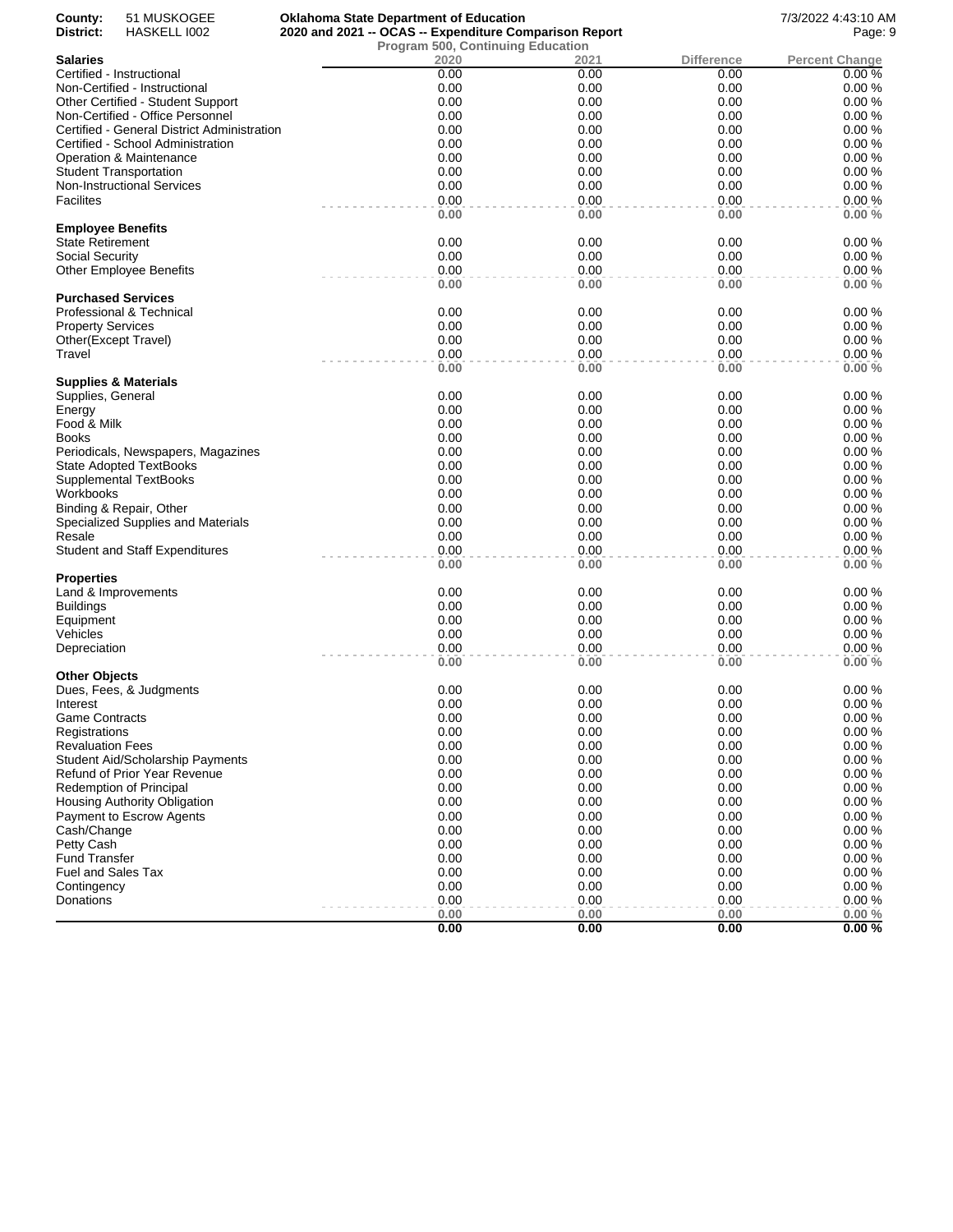County: 51 MUSKOGEE
District: HASKELL I002

**Oklahoma State Department of Education**
**2020 and 2021 -- OCAS -- Expenditure Comparison Report**
Program 500, Continuing Education

7/3/2022 4:43:10 AM

| **Salaries** | 2020 | 2021 | Difference | Percent Change |
|---|---|---|---|---|
| Certified - Instructional | 0.00 | 0.00 | 0.00 | 0.00 % |
| Non-Certified - Instructional | 0.00 | 0.00 | 0.00 | 0.00 % |
| Other Certified - Student Support | 0.00 | 0.00 | 0.00 | 0.00 % |
| Non-Certified - Office Personnel | 0.00 | 0.00 | 0.00 | 0.00 % |
| Certified - General District Administration | 0.00 | 0.00 | 0.00 | 0.00 % |
| Certified - School Administration | 0.00 | 0.00 | 0.00 | 0.00 % |
| Operation & Maintenance | 0.00 | 0.00 | 0.00 | 0.00 % |
| Student Transportation | 0.00 | 0.00 | 0.00 | 0.00 % |
| Non-Instructional Services | 0.00 | 0.00 | 0.00 | 0.00 % |
| Facilites | 0.00 | 0.00 | 0.00 | 0.00 % |
| | **0.00** | **0.00** | **0.00** | **0.00 %** |
| **Employee Benefits** | | | | |
| State Retirement | 0.00 | 0.00 | 0.00 | 0.00 % |
| Social Security | 0.00 | 0.00 | 0.00 | 0.00 % |
| Other Employee Benefits | 0.00 | 0.00 | 0.00 | 0.00 % |
| | **0.00** | **0.00** | **0.00** | **0.00 %** |
| **Purchased Services** | | | | |
| Professional & Technical | 0.00 | 0.00 | 0.00 | 0.00 % |
| Property Services | 0.00 | 0.00 | 0.00 | 0.00 % |
| Other(Except Travel) | 0.00 | 0.00 | 0.00 | 0.00 % |
| Travel | 0.00 | 0.00 | 0.00 | 0.00 % |
| | **0.00** | **0.00** | **0.00** | **0.00 %** |
| **Supplies & Materials** | | | | |
| Supplies, General | 0.00 | 0.00 | 0.00 | 0.00 % |
| Energy | 0.00 | 0.00 | 0.00 | 0.00 % |
| Food & Milk | 0.00 | 0.00 | 0.00 | 0.00 % |
| Books | 0.00 | 0.00 | 0.00 | 0.00 % |
| Periodicals, Newspapers, Magazines | 0.00 | 0.00 | 0.00 | 0.00 % |
| State Adopted TextBooks | 0.00 | 0.00 | 0.00 | 0.00 % |
| Supplemental TextBooks | 0.00 | 0.00 | 0.00 | 0.00 % |
| Workbooks | 0.00 | 0.00 | 0.00 | 0.00 % |
| Binding & Repair, Other | 0.00 | 0.00 | 0.00 | 0.00 % |
| Specialized Supplies and Materials | 0.00 | 0.00 | 0.00 | 0.00 % |
| Resale | 0.00 | 0.00 | 0.00 | 0.00 % |
| Student and Staff Expenditures | 0.00 | 0.00 | 0.00 | 0.00 % |
| | **0.00** | **0.00** | **0.00** | **0.00 %** |
| **Properties** | | | | |
| Land & Improvements | 0.00 | 0.00 | 0.00 | 0.00 % |
| Buildings | 0.00 | 0.00 | 0.00 | 0.00 % |
| Equipment | 0.00 | 0.00 | 0.00 | 0.00 % |
| Vehicles | 0.00 | 0.00 | 0.00 | 0.00 % |
| Depreciation | 0.00 | 0.00 | 0.00 | 0.00 % |
| | **0.00** | **0.00** | **0.00** | **0.00 %** |
| **Other Objects** | | | | |
| Dues, Fees, & Judgments | 0.00 | 0.00 | 0.00 | 0.00 % |
| Interest | 0.00 | 0.00 | 0.00 | 0.00 % |
| Game Contracts | 0.00 | 0.00 | 0.00 | 0.00 % |
| Registrations | 0.00 | 0.00 | 0.00 | 0.00 % |
| Revaluation Fees | 0.00 | 0.00 | 0.00 | 0.00 % |
| Student Aid/Scholarship Payments | 0.00 | 0.00 | 0.00 | 0.00 % |
| Refund of Prior Year Revenue | 0.00 | 0.00 | 0.00 | 0.00 % |
| Redemption of Principal | 0.00 | 0.00 | 0.00 | 0.00 % |
| Housing Authority Obligation | 0.00 | 0.00 | 0.00 | 0.00 % |
| Payment to Escrow Agents | 0.00 | 0.00 | 0.00 | 0.00 % |
| Cash/Change | 0.00 | 0.00 | 0.00 | 0.00 % |
| Petty Cash | 0.00 | 0.00 | 0.00 | 0.00 % |
| Fund Transfer | 0.00 | 0.00 | 0.00 | 0.00 % |
| Fuel and Sales Tax | 0.00 | 0.00 | 0.00 | 0.00 % |
| Contingency | 0.00 | 0.00 | 0.00 | 0.00 % |
| Donations | 0.00 | 0.00 | 0.00 | 0.00 % |
| | **0.00** | **0.00** | **0.00** | **0.00 %** |
| | **0.00** | **0.00** | **0.00** | **0.00 %** |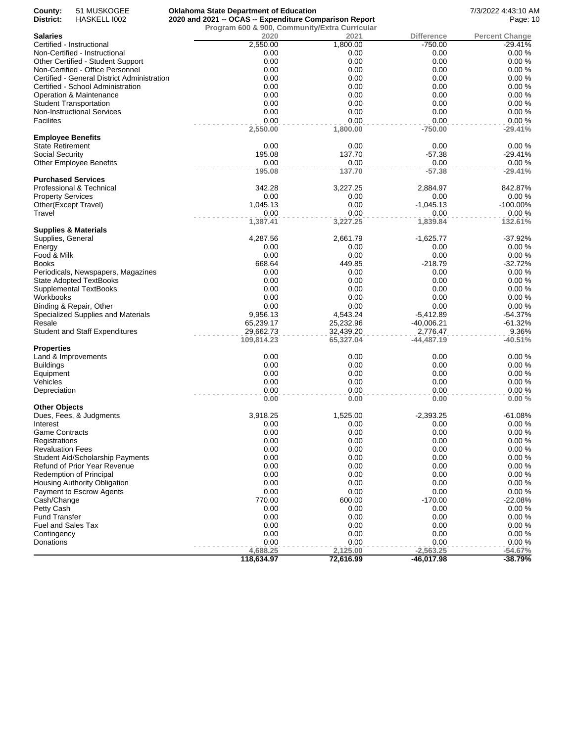County: 51 MUSKOGEE
District: HASKELL I002

**Oklahoma State Department of Education**
**2020 and 2021 -- OCAS -- Expenditure Comparison Report**
**Program 600 & 900, Community/Extra Curricular**

7/3/2022 4:43:10 AM

| **Salaries** | 2020 | 2021 | Difference | Percent Change |
|---|---|---|---|---|
| Certified - Instructional | 2,550.00 | 1,800.00 | -750.00 | -29.41% |
| Non-Certified - Instructional | 0.00 | 0.00 | 0.00 | 0.00 % |
| Other Certified - Student Support | 0.00 | 0.00 | 0.00 | 0.00 % |
| Non-Certified - Office Personnel | 0.00 | 0.00 | 0.00 | 0.00 % |
| Certified - General District Administration | 0.00 | 0.00 | 0.00 | 0.00 % |
| Certified - School Administration | 0.00 | 0.00 | 0.00 | 0.00 % |
| Operation & Maintenance | 0.00 | 0.00 | 0.00 | 0.00 % |
| Student Transportation | 0.00 | 0.00 | 0.00 | 0.00 % |
| Non-Instructional Services | 0.00 | 0.00 | 0.00 | 0.00 % |
| Facilites | 0.00 | 0.00 | 0.00 | 0.00 % |
| | **2,550.00** | **1,800.00** | **-750.00** | **-29.41%** |
| **Employee Benefits** | | | | |
| State Retirement | 0.00 | 0.00 | 0.00 | 0.00 % |
| Social Security | 195.08 | 137.70 | -57.38 | -29.41% |
| Other Employee Benefits | 0.00 | 0.00 | 0.00 | 0.00 % |
| | **195.08** | **137.70** | **-57.38** | **-29.41%** |
| **Purchased Services** | | | | |
| Professional & Technical | 342.28 | 3,227.25 | 2,884.97 | 842.87% |
| Property Services | 0.00 | 0.00 | 0.00 | 0.00 % |
| Other(Except Travel) | 1,045.13 | 0.00 | -1,045.13 | -100.00% |
| Travel | 0.00 | 0.00 | 0.00 | 0.00 % |
| | **1,387.41** | **3,227.25** | **1,839.84** | **132.61%** |
| **Supplies & Materials** | | | | |
| Supplies, General | 4,287.56 | 2,661.79 | -1,625.77 | -37.92% |
| Energy | 0.00 | 0.00 | 0.00 | 0.00 % |
| Food & Milk | 0.00 | 0.00 | 0.00 | 0.00 % |
| Books | 668.64 | 449.85 | -218.79 | -32.72% |
| Periodicals, Newspapers, Magazines | 0.00 | 0.00 | 0.00 | 0.00 % |
| State Adopted TextBooks | 0.00 | 0.00 | 0.00 | 0.00 % |
| Supplemental TextBooks | 0.00 | 0.00 | 0.00 | 0.00 % |
| Workbooks | 0.00 | 0.00 | 0.00 | 0.00 % |
| Binding & Repair, Other | 0.00 | 0.00 | 0.00 | 0.00 % |
| Specialized Supplies and Materials | 9,956.13 | 4,543.24 | -5,412.89 | -54.37% |
| Resale | 65,239.17 | 25,232.96 | -40,006.21 | -61.32% |
| Student and Staff Expenditures | 29,662.73 | 32,439.20 | 2,776.47 | 9.36% |
| | **109,814.23** | **65,327.04** | **-44,487.19** | **-40.51%** |
| **Properties** | | | | |
| Land & Improvements | 0.00 | 0.00 | 0.00 | 0.00 % |
| Buildings | 0.00 | 0.00 | 0.00 | 0.00 % |
| Equipment | 0.00 | 0.00 | 0.00 | 0.00 % |
| Vehicles | 0.00 | 0.00 | 0.00 | 0.00 % |
| Depreciation | 0.00 | 0.00 | 0.00 | 0.00 % |
| | **0.00** | **0.00** | **0.00** | **0.00 %** |
| **Other Objects** | | | | |
| Dues, Fees, & Judgments | 3,918.25 | 1,525.00 | -2,393.25 | -61.08% |
| Interest | 0.00 | 0.00 | 0.00 | 0.00 % |
| Game Contracts | 0.00 | 0.00 | 0.00 | 0.00 % |
| Registrations | 0.00 | 0.00 | 0.00 | 0.00 % |
| Revaluation Fees | 0.00 | 0.00 | 0.00 | 0.00 % |
| Student Aid/Scholarship Payments | 0.00 | 0.00 | 0.00 | 0.00 % |
| Refund of Prior Year Revenue | 0.00 | 0.00 | 0.00 | 0.00 % |
| Redemption of Principal | 0.00 | 0.00 | 0.00 | 0.00 % |
| Housing Authority Obligation | 0.00 | 0.00 | 0.00 | 0.00 % |
| Payment to Escrow Agents | 0.00 | 0.00 | 0.00 | 0.00 % |
| Cash/Change | 770.00 | 600.00 | -170.00 | -22.08% |
| Petty Cash | 0.00 | 0.00 | 0.00 | 0.00 % |
| Fund Transfer | 0.00 | 0.00 | 0.00 | 0.00 % |
| Fuel and Sales Tax | 0.00 | 0.00 | 0.00 | 0.00 % |
| Contingency | 0.00 | 0.00 | 0.00 | 0.00 % |
| Donations | 0.00 | 0.00 | 0.00 | 0.00 % |
| | **4,688.25** | **2,125.00** | **-2,563.25** | **-54.67%** |
| | **118,634.97** | **72,616.99** | **-46,017.98** | **-38.79%** |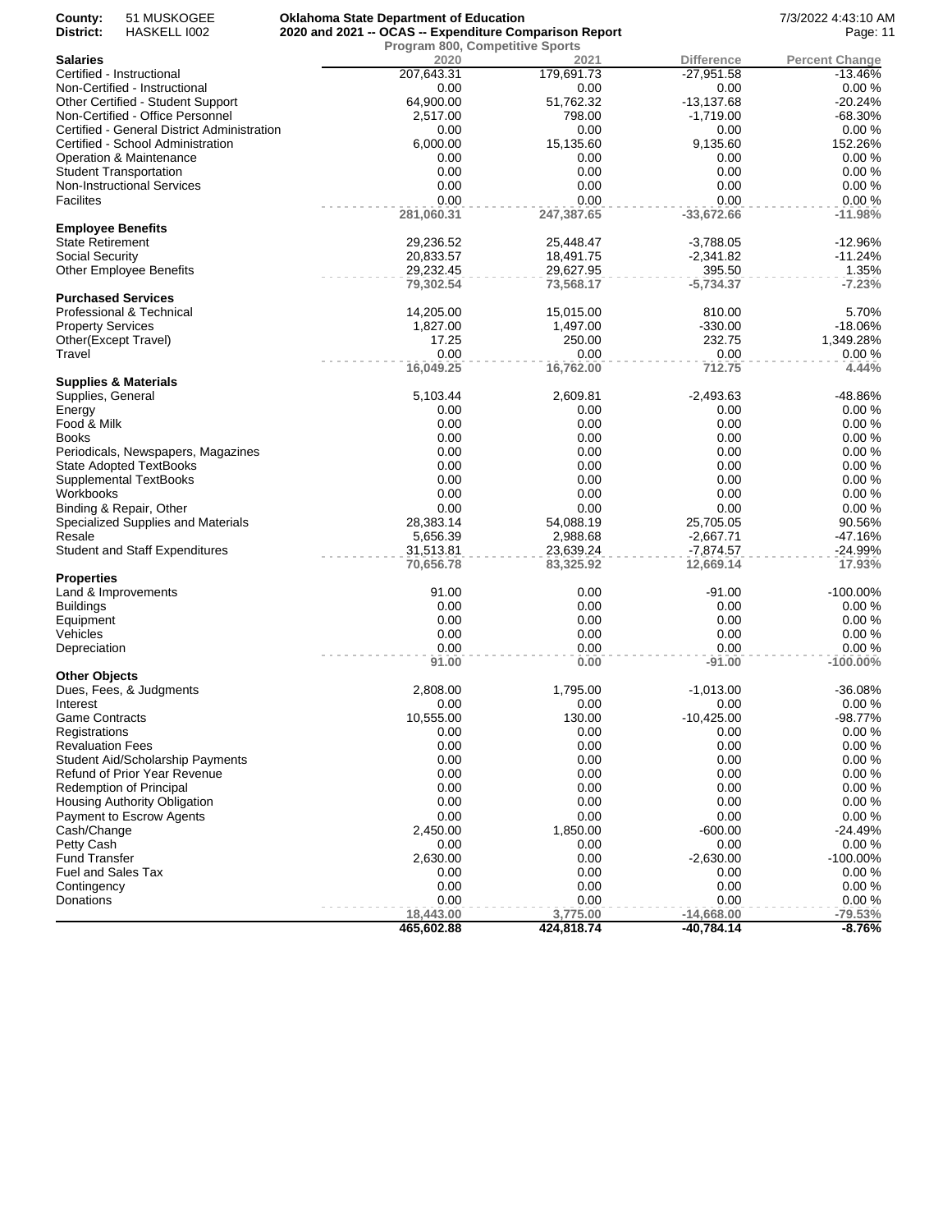County: 51 MUSKOGEE
District: HASKELL I002

**Oklahoma State Department of Education**
**2020 and 2021 -- OCAS -- Expenditure Comparison Report**
**Program 800, Competitive Sports**

7/3/2022 4:43:10 AM

| Salaries | 2020 | 2021 | Difference | Percent Change |
|---|---|---|---|---|
| Certified - Instructional | 207,643.31 | 179,691.73 | -27,951.58 | -13.46% |
| Non-Certified - Instructional | 0.00 | 0.00 | 0.00 | 0.00 % |
| Other Certified - Student Support | 64,900.00 | 51,762.32 | -13,137.68 | -20.24% |
| Non-Certified - Office Personnel | 2,517.00 | 798.00 | -1,719.00 | -68.30% |
| Certified - General District Administration | 0.00 | 0.00 | 0.00 | 0.00 % |
| Certified - School Administration | 6,000.00 | 15,135.60 | 9,135.60 | 152.26% |
| Operation & Maintenance | 0.00 | 0.00 | 0.00 | 0.00 % |
| Student Transportation | 0.00 | 0.00 | 0.00 | 0.00 % |
| Non-Instructional Services | 0.00 | 0.00 | 0.00 | 0.00 % |
| Facilites | 0.00 | 0.00 | 0.00 | 0.00 % |
| | **281,060.31** | **247,387.65** | **-33,672.66** | **-11.98%** |
| **Employee Benefits** | | | | |
| State Retirement | 29,236.52 | 25,448.47 | -3,788.05 | -12.96% |
| Social Security | 20,833.57 | 18,491.75 | -2,341.82 | -11.24% |
| Other Employee Benefits | 29,232.45 | 29,627.95 | 395.50 | 1.35% |
| | **79,302.54** | **73,568.17** | **-5,734.37** | **-7.23%** |
| **Purchased Services** | | | | |
| Professional & Technical | 14,205.00 | 15,015.00 | 810.00 | 5.70% |
| Property Services | 1,827.00 | 1,497.00 | -330.00 | -18.06% |
| Other(Except Travel) | 17.25 | 250.00 | 232.75 | 1,349.28% |
| Travel | 0.00 | 0.00 | 0.00 | 0.00 % |
| | **16,049.25** | **16,762.00** | **712.75** | **4.44%** |
| **Supplies & Materials** | | | | |
| Supplies, General | 5,103.44 | 2,609.81 | -2,493.63 | -48.86% |
| Energy | 0.00 | 0.00 | 0.00 | 0.00 % |
| Food & Milk | 0.00 | 0.00 | 0.00 | 0.00 % |
| Books | 0.00 | 0.00 | 0.00 | 0.00 % |
| Periodicals, Newspapers, Magazines | 0.00 | 0.00 | 0.00 | 0.00 % |
| State Adopted TextBooks | 0.00 | 0.00 | 0.00 | 0.00 % |
| Supplemental TextBooks | 0.00 | 0.00 | 0.00 | 0.00 % |
| Workbooks | 0.00 | 0.00 | 0.00 | 0.00 % |
| Binding & Repair, Other | 0.00 | 0.00 | 0.00 | 0.00 % |
| Specialized Supplies and Materials | 28,383.14 | 54,088.19 | 25,705.05 | 90.56% |
| Resale | 5,656.39 | 2,988.68 | -2,667.71 | -47.16% |
| Student and Staff Expenditures | 31,513.81 | 23,639.24 | -7,874.57 | -24.99% |
| | **70,656.78** | **83,325.92** | **12,669.14** | **17.93%** |
| **Properties** | | | | |
| Land & Improvements | 91.00 | 0.00 | -91.00 | -100.00% |
| Buildings | 0.00 | 0.00 | 0.00 | 0.00 % |
| Equipment | 0.00 | 0.00 | 0.00 | 0.00 % |
| Vehicles | 0.00 | 0.00 | 0.00 | 0.00 % |
| Depreciation | 0.00 | 0.00 | 0.00 | 0.00 % |
| | **91.00** | **0.00** | **-91.00** | **-100.00%** |
| **Other Objects** | | | | |
| Dues, Fees, & Judgments | 2,808.00 | 1,795.00 | -1,013.00 | -36.08% |
| Interest | 0.00 | 0.00 | 0.00 | 0.00 % |
| Game Contracts | 10,555.00 | 130.00 | -10,425.00 | -98.77% |
| Registrations | 0.00 | 0.00 | 0.00 | 0.00 % |
| Revaluation Fees | 0.00 | 0.00 | 0.00 | 0.00 % |
| Student Aid/Scholarship Payments | 0.00 | 0.00 | 0.00 | 0.00 % |
| Refund of Prior Year Revenue | 0.00 | 0.00 | 0.00 | 0.00 % |
| Redemption of Principal | 0.00 | 0.00 | 0.00 | 0.00 % |
| Housing Authority Obligation | 0.00 | 0.00 | 0.00 | 0.00 % |
| Payment to Escrow Agents | 0.00 | 0.00 | 0.00 | 0.00 % |
| Cash/Change | 2,450.00 | 1,850.00 | -600.00 | -24.49% |
| Petty Cash | 0.00 | 0.00 | 0.00 | 0.00 % |
| Fund Transfer | 2,630.00 | 0.00 | -2,630.00 | -100.00% |
| Fuel and Sales Tax | 0.00 | 0.00 | 0.00 | 0.00 % |
| Contingency | 0.00 | 0.00 | 0.00 | 0.00 % |
| Donations | 0.00 | 0.00 | 0.00 | 0.00 % |
| | **18,443.00** | **3,775.00** | **-14,668.00** | **-79.53%** |
| | **465,602.88** | **424,818.74** | **-40,784.14** | **-8.76%** |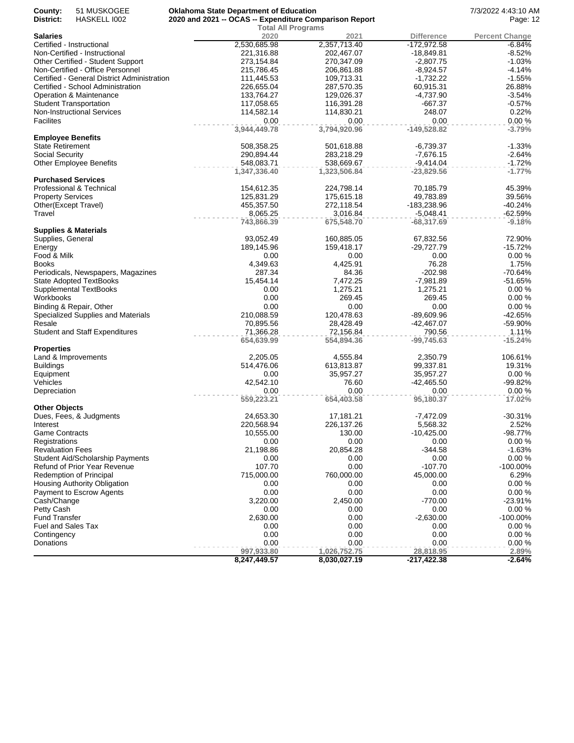County: 51 MUSKOGEE
District: HASKELL I002

**Oklahoma State Department of Education**
**2020 and 2021 -- OCAS -- Expenditure Comparison Report**

7/3/2022 4:43:10 AM

Total All Programs

| | 2020 | 2021 | Difference | Percent Change |
|---|---|---|---|---|
| **Salaries** | | | | |
| Certified - Instructional | 2,530,685.98 | 2,357,713.40 | -172,972.58 | -6.84% |
| Non-Certified - Instructional | 221,316.88 | 202,467.07 | -18,849.81 | -8.52% |
| Other Certified - Student Support | 273,154.84 | 270,347.09 | -2,807.75 | -1.03% |
| Non-Certified - Office Personnel | 215,786.45 | 206,861.88 | -8,924.57 | -4.14% |
| Certified - General District Administration | 111,445.53 | 109,713.31 | -1,732.22 | -1.55% |
| Certified - School Administration | 226,655.04 | 287,570.35 | 60,915.31 | 26.88% |
| Operation & Maintenance | 133,764.27 | 129,026.37 | -4,737.90 | -3.54% |
| Student Transportation | 117,058.65 | 116,391.28 | -667.37 | -0.57% |
| Non-Instructional Services | 114,582.14 | 114,830.21 | 248.07 | 0.22% |
| Facilites | 0.00 | 0.00 | 0.00 | 0.00 % |
| | **3,944,449.78** | **3,794,920.96** | **-149,528.82** | **-3.79%** |
| **Employee Benefits** | | | | |
| State Retirement | 508,358.25 | 501,618.88 | -6,739.37 | -1.33% |
| Social Security | 290,894.44 | 283,218.29 | -7,676.15 | -2.64% |
| Other Employee Benefits | 548,083.71 | 538,669.67 | -9,414.04 | -1.72% |
| | **1,347,336.40** | **1,323,506.84** | **-23,829.56** | **-1.77%** |
| **Purchased Services** | | | | |
| Professional & Technical | 154,612.35 | 224,798.14 | 70,185.79 | 45.39% |
| Property Services | 125,831.29 | 175,615.18 | 49,783.89 | 39.56% |
| Other(Except Travel) | 455,357.50 | 272,118.54 | -183,238.96 | -40.24% |
| Travel | 8,065.25 | 3,016.84 | -5,048.41 | -62.59% |
| | **743,866.39** | **675,548.70** | **-68,317.69** | **-9.18%** |
| **Supplies & Materials** | | | | |
| Supplies, General | 93,052.49 | 160,885.05 | 67,832.56 | 72.90% |
| Energy | 189,145.96 | 159,418.17 | -29,727.79 | -15.72% |
| Food & Milk | 0.00 | 0.00 | 0.00 | 0.00 % |
| Books | 4,349.63 | 4,425.91 | 76.28 | 1.75% |
| Periodicals, Newspapers, Magazines | 287.34 | 84.36 | -202.98 | -70.64% |
| State Adopted TextBooks | 15,454.14 | 7,472.25 | -7,981.89 | -51.65% |
| Supplemental TextBooks | 0.00 | 1,275.21 | 1,275.21 | 0.00 % |
| Workbooks | 0.00 | 269.45 | 269.45 | 0.00 % |
| Binding & Repair, Other | 0.00 | 0.00 | 0.00 | 0.00 % |
| Specialized Supplies and Materials | 210,088.59 | 120,478.63 | -89,609.96 | -42.65% |
| Resale | 70,895.56 | 28,428.49 | -42,467.07 | -59.90% |
| Student and Staff Expenditures | 71,366.28 | 72,156.84 | 790.56 | 1.11% |
| | **654,639.99** | **554,894.36** | **-99,745.63** | **-15.24%** |
| **Properties** | | | | |
| Land & Improvements | 2,205.05 | 4,555.84 | 2,350.79 | 106.61% |
| Buildings | 514,476.06 | 613,813.87 | 99,337.81 | 19.31% |
| Equipment | 0.00 | 35,957.27 | 35,957.27 | 0.00 % |
| Vehicles | 42,542.10 | 76.60 | -42,465.50 | -99.82% |
| Depreciation | 0.00 | 0.00 | 0.00 | 0.00 % |
| | **559,223.21** | **654,403.58** | **95,180.37** | **17.02%** |
| **Other Objects** | | | | |
| Dues, Fees, & Judgments | 24,653.30 | 17,181.21 | -7,472.09 | -30.31% |
| Interest | 220,568.94 | 226,137.26 | 5,568.32 | 2.52% |
| Game Contracts | 10,555.00 | 130.00 | -10,425.00 | -98.77% |
| Registrations | 0.00 | 0.00 | 0.00 | 0.00 % |
| Revaluation Fees | 21,198.86 | 20,854.28 | -344.58 | -1.63% |
| Student Aid/Scholarship Payments | 0.00 | 0.00 | 0.00 | 0.00 % |
| Refund of Prior Year Revenue | 107.70 | 0.00 | -107.70 | -100.00% |
| Redemption of Principal | 715,000.00 | 760,000.00 | 45,000.00 | 6.29% |
| Housing Authority Obligation | 0.00 | 0.00 | 0.00 | 0.00 % |
| Payment to Escrow Agents | 0.00 | 0.00 | 0.00 | 0.00 % |
| Cash/Change | 3,220.00 | 2,450.00 | -770.00 | -23.91% |
| Petty Cash | 0.00 | 0.00 | 0.00 | 0.00 % |
| Fund Transfer | 2,630.00 | 0.00 | -2,630.00 | -100.00% |
| Fuel and Sales Tax | 0.00 | 0.00 | 0.00 | 0.00 % |
| Contingency | 0.00 | 0.00 | 0.00 | 0.00 % |
| Donations | 0.00 | 0.00 | 0.00 | 0.00 % |
| | **997,933.80** | **1,026,752.75** | **28,818.95** | **2.89%** |
| | **8,247,449.57** | **8,030,027.19** | **-217,422.38** | **-2.64%** |